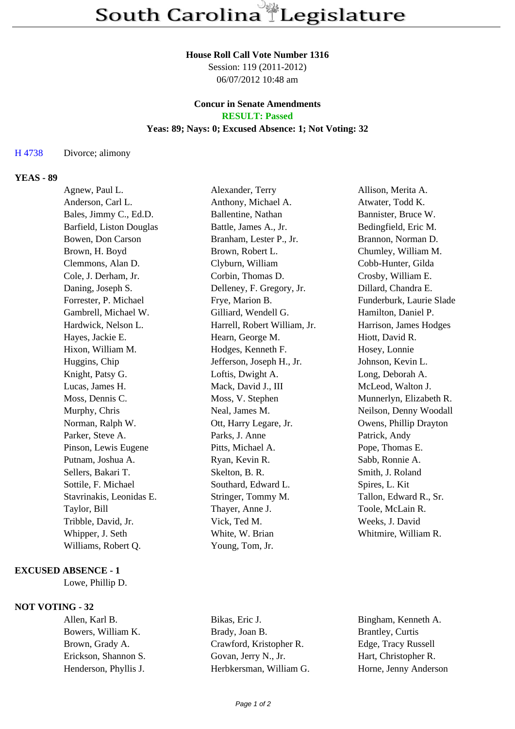# South Carolina Legislature

**House Roll Call Vote Number 1316**
Session: 119 (2011-2012)
06/07/2012 10:48 am

**Concur in Senate Amendments**
**RESULT: Passed**
**Yeas: 89; Nays: 0; Excused Absence: 1; Not Voting: 32**

H 4738 Divorce; alimony

**YEAS - 89**

| | | |
|---|---|---|
| Agnew, Paul L. | Alexander, Terry | Allison, Merita A. |
| Anderson, Carl L. | Anthony, Michael A. | Atwater, Todd K. |
| Bales, Jimmy C., Ed.D. | Ballentine, Nathan | Bannister, Bruce W. |
| Barfield, Liston Douglas | Battle, James A., Jr. | Bedingfield, Eric M. |
| Bowen, Don Carson | Branham, Lester P., Jr. | Brannon, Norman D. |
| Brown, H. Boyd | Brown, Robert L. | Chumley, William M. |
| Clemmons, Alan D. | Clyburn, William | Cobb-Hunter, Gilda |
| Cole, J. Derham, Jr. | Corbin, Thomas D. | Crosby, William E. |
| Daning, Joseph S. | Delleney, F. Gregory, Jr. | Dillard, Chandra E. |
| Forrester, P. Michael | Frye, Marion B. | Funderburk, Laurie Slade |
| Gambrell, Michael W. | Gilliard, Wendell G. | Hamilton, Daniel P. |
| Hardwick, Nelson L. | Harrell, Robert William, Jr. | Harrison, James Hodges |
| Hayes, Jackie E. | Hearn, George M. | Hiott, David R. |
| Hixon, William M. | Hodges, Kenneth F. | Hosey, Lonnie |
| Huggins, Chip | Jefferson, Joseph H., Jr. | Johnson, Kevin L. |
| Knight, Patsy G. | Loftis, Dwight A. | Long, Deborah A. |
| Lucas, James H. | Mack, David J., III | McLeod, Walton J. |
| Moss, Dennis C. | Moss, V. Stephen | Munnerlyn, Elizabeth R. |
| Murphy, Chris | Neal, James M. | Neilson, Denny Woodall |
| Norman, Ralph W. | Ott, Harry Legare, Jr. | Owens, Phillip Drayton |
| Parker, Steve A. | Parks, J. Anne | Patrick, Andy |
| Pinson, Lewis Eugene | Pitts, Michael A. | Pope, Thomas E. |
| Putnam, Joshua A. | Ryan, Kevin R. | Sabb, Ronnie A. |
| Sellers, Bakari T. | Skelton, B. R. | Smith, J. Roland |
| Sottile, F. Michael | Southard, Edward L. | Spires, L. Kit |
| Stavrinakis, Leonidas E. | Stringer, Tommy M. | Tallon, Edward R., Sr. |
| Taylor, Bill | Thayer, Anne J. | Toole, McLain R. |
| Tribble, David, Jr. | Vick, Ted M. | Weeks, J. David |
| Whipper, J. Seth | White, W. Brian | Whitmire, William R. |
| Williams, Robert Q. | Young, Tom, Jr. | |

**EXCUSED ABSENCE - 1**

Lowe, Phillip D.

**NOT VOTING - 32**

| | | |
|---|---|---|
| Allen, Karl B. | Bikas, Eric J. | Bingham, Kenneth A. |
| Bowers, William K. | Brady, Joan B. | Brantley, Curtis |
| Brown, Grady A. | Crawford, Kristopher R. | Edge, Tracy Russell |
| Erickson, Shannon S. | Govan, Jerry N., Jr. | Hart, Christopher R. |
| Henderson, Phyllis J. | Herbkersman, William G. | Horne, Jenny Anderson |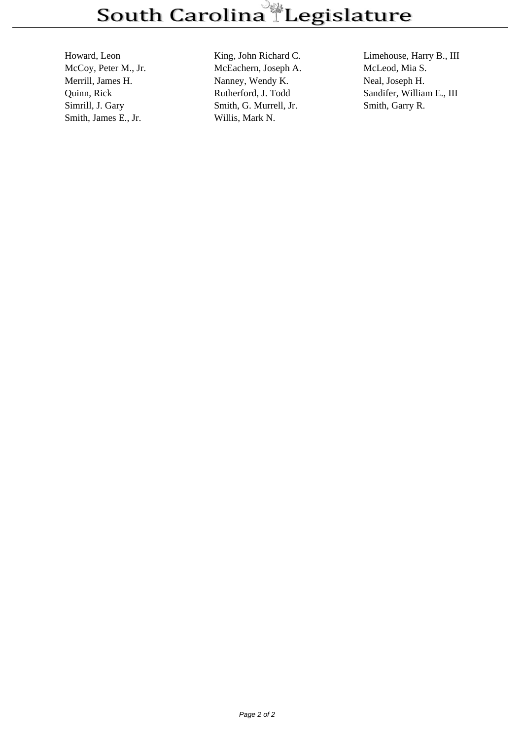Howard, Leon
King, John Richard C.
Limehouse, Harry B., III
McCoy, Peter M., Jr.
McEachern, Joseph A.
McLeod, Mia S.
Merrill, James H.
Nanney, Wendy K.
Neal, Joseph H.
Quinn, Rick
Rutherford, J. Todd
Sandifer, William E., III
Simrill, J. Gary
Smith, G. Murrell, Jr.
Smith, Garry R.
Smith, James E., Jr.
Willis, Mark N.